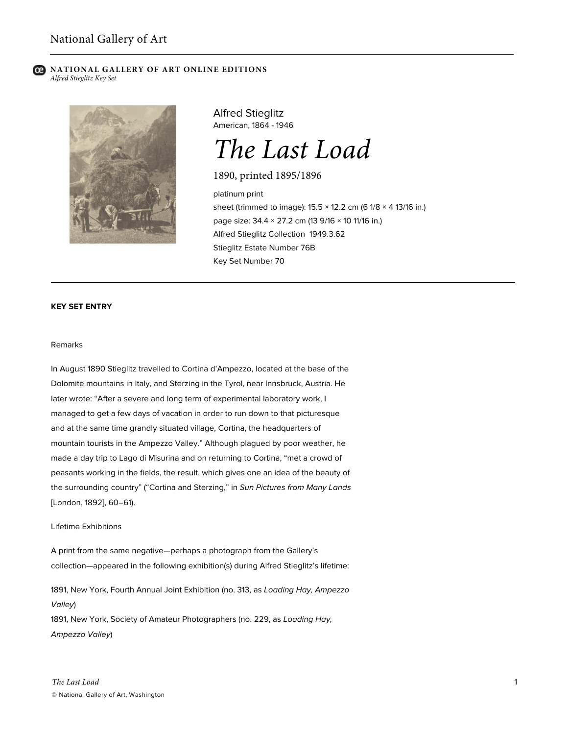National Gallery of Art

**NATIONAL GALLERY OF ART ONLINE EDITIONS**
*Alfred Stieglitz Key Set*

Alfred Stieglitz
American, 1864 - 1946

# *The Last Load*

1890, printed 1895/1896

platinum print
sheet (trimmed to image): 15.5 × 12.2 cm (6 1/8 × 4 13/16 in.)
page size: 34.4 × 27.2 cm (13 9/16 × 10 11/16 in.)
Alfred Stieglitz Collection 1949.3.62
Stieglitz Estate Number 76B
Key Set Number 70

---

**KEY SET ENTRY**

Remarks

In August 1890 Stieglitz travelled to Cortina d'Ampezzo, located at the base of the Dolomite mountains in Italy, and Sterzing in the Tyrol, near Innsbruck, Austria. He later wrote: "After a severe and long term of experimental laboratory work, I managed to get a few days of vacation in order to run down to that picturesque and at the same time grandly situated village, Cortina, the headquarters of mountain tourists in the Ampezzo Valley." Although plagued by poor weather, he made a day trip to Lago di Misurina and on returning to Cortina, "met a crowd of peasants working in the fields, the result, which gives one an idea of the beauty of the surrounding country" ("Cortina and Sterzing," in *Sun Pictures from Many Lands* [London, 1892], 60–61).

Lifetime Exhibitions

A print from the same negative—perhaps a photograph from the Gallery's collection—appeared in the following exhibition(s) during Alfred Stieglitz's lifetime:

1891, New York, Fourth Annual Joint Exhibition (no. 313, as *Loading Hay, Ampezzo Valley*)
1891, New York, Society of Amateur Photographers (no. 229, as *Loading Hay, Ampezzo Valley*)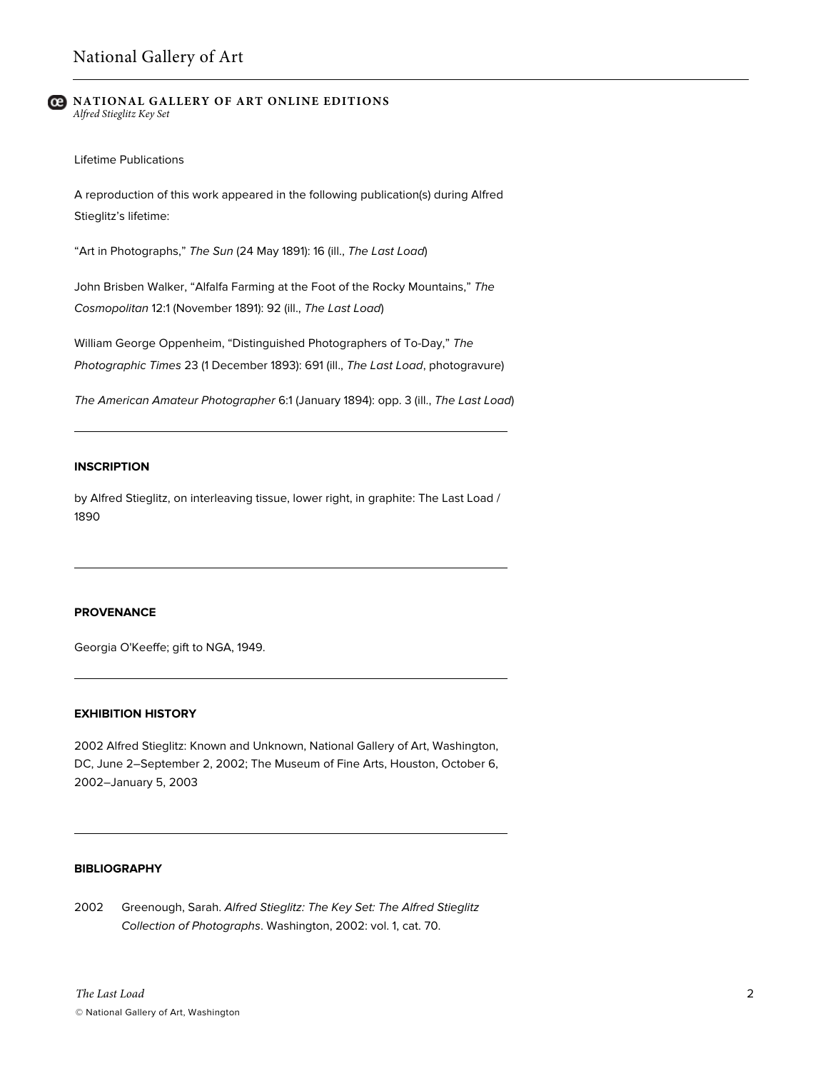Lifetime Publications

A reproduction of this work appeared in the following publication(s) during Alfred Stieglitz's lifetime:

"Art in Photographs," *The Sun* (24 May 1891): 16 (ill., *The Last Load*)

John Brisben Walker, "Alfalfa Farming at the Foot of the Rocky Mountains," *The Cosmopolitan* 12:1 (November 1891): 92 (ill., *The Last Load*)

William George Oppenheim, "Distinguished Photographers of To-Day," *The Photographic Times* 23 (1 December 1893): 691 (ill., *The Last Load*, photogravure)

*The American Amateur Photographer* 6:1 (January 1894): opp. 3 (ill., *The Last Load*)

---

**INSCRIPTION**

by Alfred Stieglitz, on interleaving tissue, lower right, in graphite: The Last Load / 1890

---

**PROVENANCE**

Georgia O'Keeffe; gift to NGA, 1949.

---

**EXHIBITION HISTORY**

2002 Alfred Stieglitz: Known and Unknown, National Gallery of Art, Washington, DC, June 2–September 2, 2002; The Museum of Fine Arts, Houston, October 6, 2002–January 5, 2003

---

**BIBLIOGRAPHY**

2002 Greenough, Sarah. *Alfred Stieglitz: The Key Set: The Alfred Stieglitz Collection of Photographs*. Washington, 2002: vol. 1, cat. 70.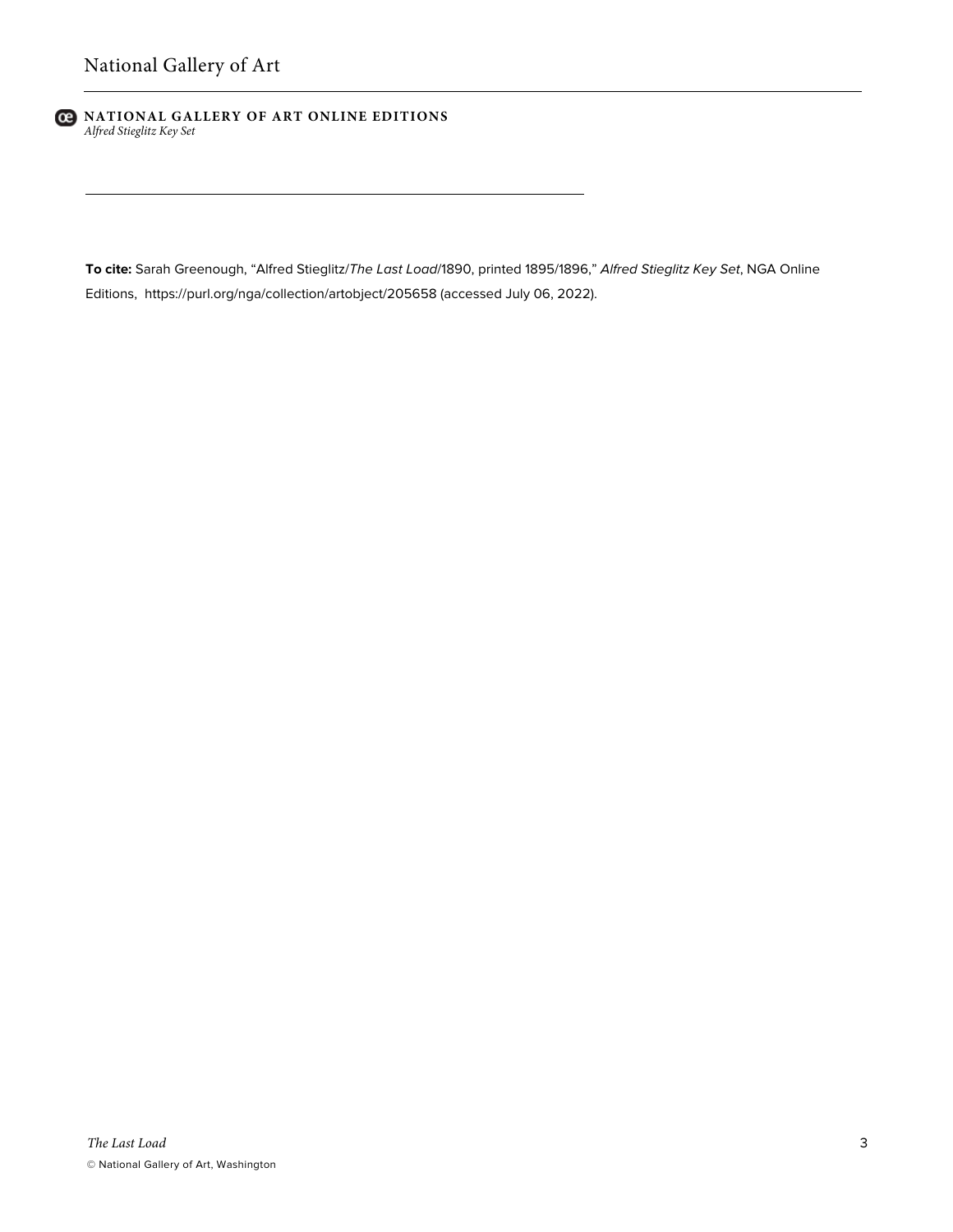**To cite:** Sarah Greenough, "Alfred Stieglitz/*The Last Load*/1890, printed 1895/1896," *Alfred Stieglitz Key Set*, NGA Online Editions, https://purl.org/nga/collection/artobject/205658 (accessed July 06, 2022).